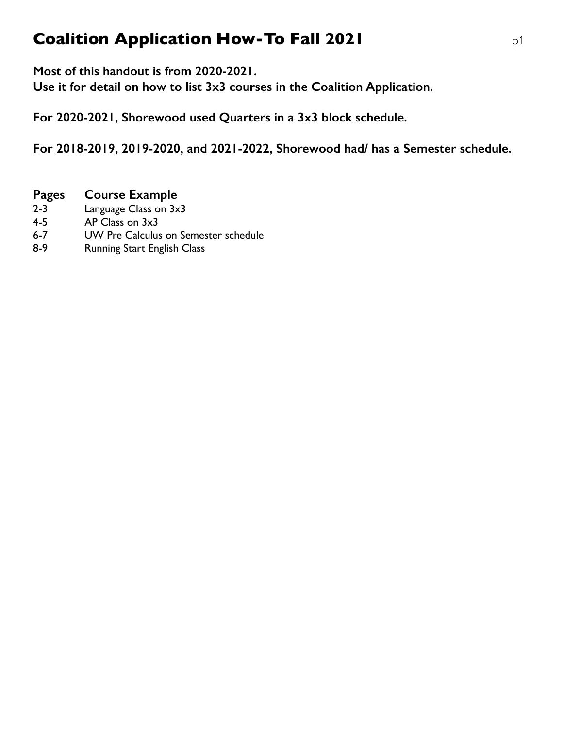# Coalition Application How-To Fall 2021

**Most of this handout is from 2020-2021.**
**Use it for detail on how to list 3x3 courses in the Coalition Application.**

**For 2020-2021, Shorewood used Quarters in a 3x3 block schedule.**

**For 2018-2019, 2019-2020, and 2021-2022, Shorewood had/ has a Semester schedule.**

| Pages | Course Example |
|---|---|
| 2-3 | Language Class on 3x3 |
| 4-5 | AP Class on 3x3 |
| 6-7 | UW Pre Calculus on Semester schedule |
| 8-9 | Running Start English Class |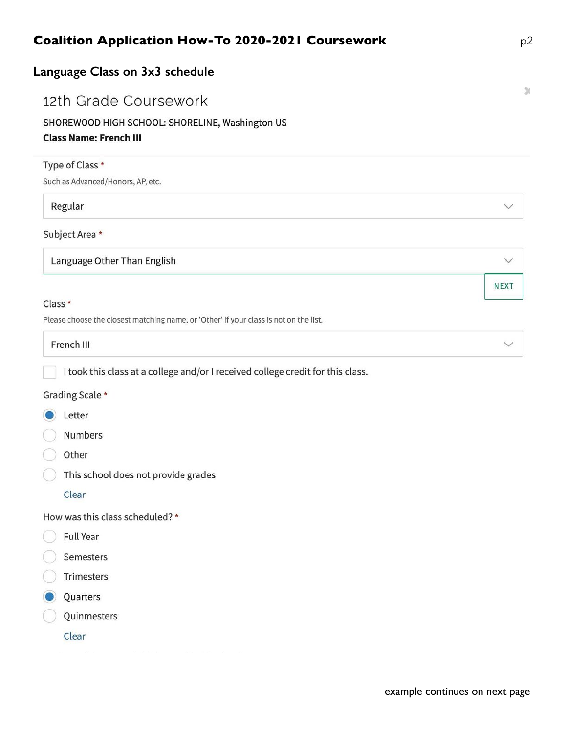## Coalition Application How-To 2020-2021 Coursework

### Language Class on 3x3 schedule

12th Grade Coursework

SHOREWOOD HIGH SCHOOL: SHORELINE, Washington US

**Class Name: French III**

Type of Class *

Such as Advanced/Honors, AP, etc.

Regular

Subject Area *

Language Other Than English

NEXT

Class *

Please choose the closest matching name, or 'Other' if your class is not on the list.

French III

- [ ] I took this class at a college and/or I received college credit for this class.

Grading Scale *

- (●) Letter
- ( ) Numbers
- ( ) Other
- ( ) This school does not provide grades

Clear

How was this class scheduled? *

- ( ) Full Year
- ( ) Semesters
- ( ) Trimesters
- (●) Quarters
- ( ) Quinmesters

Clear

example continues on next page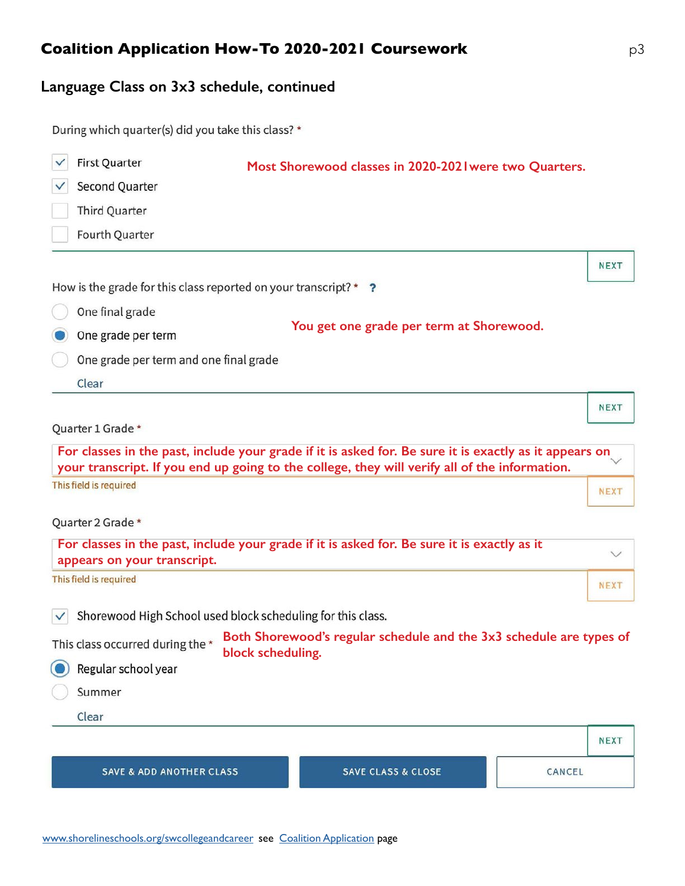## Coalition Application How-To 2020-2021 Coursework

### Language Class on 3x3 schedule, continued

During which quarter(s) did you take this class? *

- [x] First Quarter
- [x] Second Quarter
- [ ] Third Quarter
- [ ] Fourth Quarter

**Most Shorewood classes in 2020-2021were two Quarters.**

NEXT

How is the grade for this class reported on your transcript? * ?

- ( ) One final grade
- (•) One grade per term
- ( ) One grade per term and one final grade

Clear

**You get one grade per term at Shorewood.**

NEXT

Quarter 1 Grade *

**For classes in the past, include your grade if it is asked for. Be sure it is exactly as it appears on your transcript. If you end up going to the college, they will verify all of the information.**

This field is required

NEXT

Quarter 2 Grade *

**For classes in the past, include your grade if it is asked for. Be sure it is exactly as it appears on your transcript.**

This field is required

NEXT

- [x] Shorewood High School used block scheduling for this class.

This class occurred during the *

**Both Shorewood's regular schedule and the 3x3 schedule are types of block scheduling.**

- (•) Regular school year
- ( ) Summer

Clear

NEXT

SAVE & ADD ANOTHER CLASS | SAVE CLASS & CLOSE | CANCEL

www.shorelineschools.org/swcollegeandcareer see Coalition Application page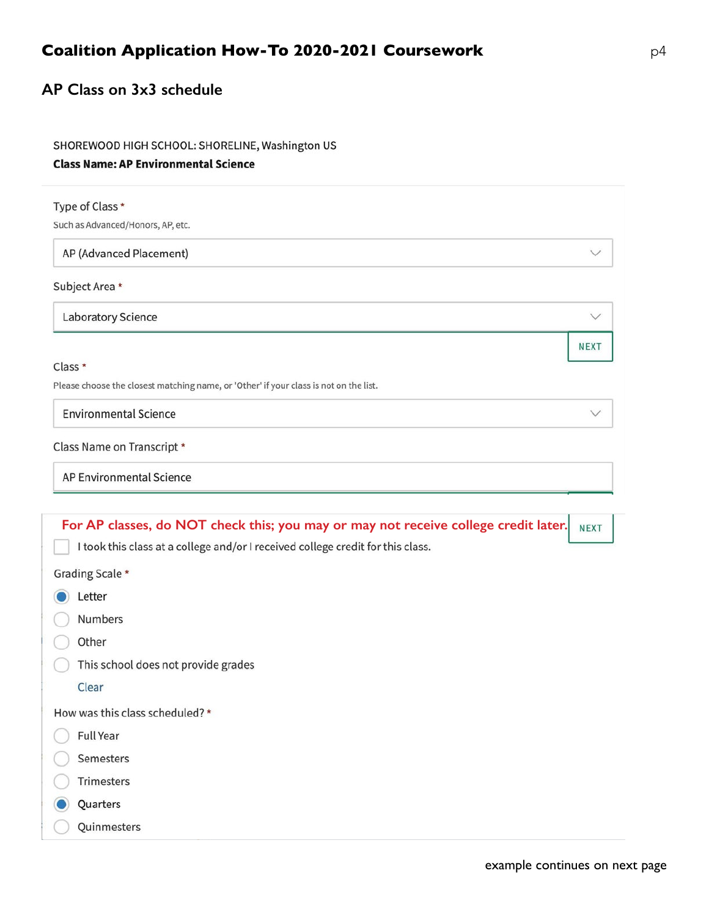# Coalition Application How-To 2020-2021 Coursework

## AP Class on 3x3 schedule

SHOREWOOD HIGH SCHOOL: SHORELINE, Washington US

**Class Name: AP Environmental Science**

Type of Class *

Such as Advanced/Honors, AP, etc.

AP (Advanced Placement)

Subject Area *

Laboratory Science

NEXT

Class *

Please choose the closest matching name, or 'Other' if your class is not on the list.

Environmental Science

Class Name on Transcript *

AP Environmental Science

**For AP classes, do NOT check this; you may or may not receive college credit later.**

NEXT

- [ ] I took this class at a college and/or I received college credit for this class.

Grading Scale *

- (•) Letter
- ( ) Numbers
- ( ) Other
- ( ) This school does not provide grades

Clear

How was this class scheduled? *

- ( ) Full Year
- ( ) Semesters
- ( ) Trimesters
- (•) Quarters
- ( ) Quinmesters

example continues on next page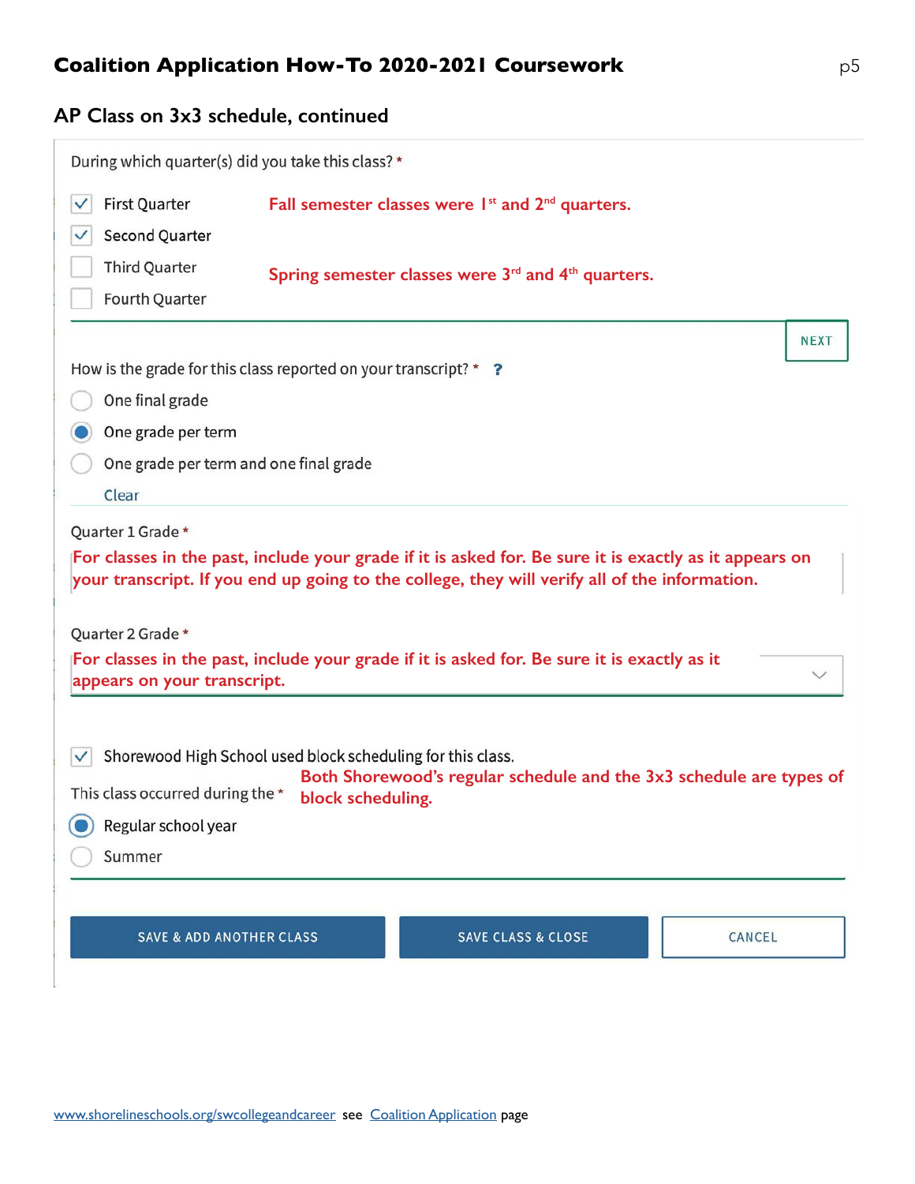## Coalition Application How-To 2020-2021 Coursework

### AP Class on 3x3 schedule, continued

During which quarter(s) did you take this class? *

- [x] First Quarter
- [x] Second Quarter
- [ ] Third Quarter
- [ ] Fourth Quarter

**Fall semester classes were 1st and 2nd quarters.**

**Spring semester classes were 3rd and 4th quarters.**

NEXT

How is the grade for this class reported on your transcript? * ?

- ( ) One final grade
- (•) One grade per term
- ( ) One grade per term and one final grade

Clear

Quarter 1 Grade *

**For classes in the past, include your grade if it is asked for. Be sure it is exactly as it appears on your transcript. If you end up going to the college, they will verify all of the information.**

Quarter 2 Grade *

**For classes in the past, include your grade if it is asked for. Be sure it is exactly as it appears on your transcript.**

- [x] Shorewood High School used block scheduling for this class.

**Both Shorewood's regular schedule and the 3x3 schedule are types of block scheduling.**

This class occurred during the *

- (•) Regular school year
- ( ) Summer

SAVE & ADD ANOTHER CLASS | SAVE CLASS & CLOSE | CANCEL

www.shorelineschools.org/swcollegeandcareer see Coalition Application page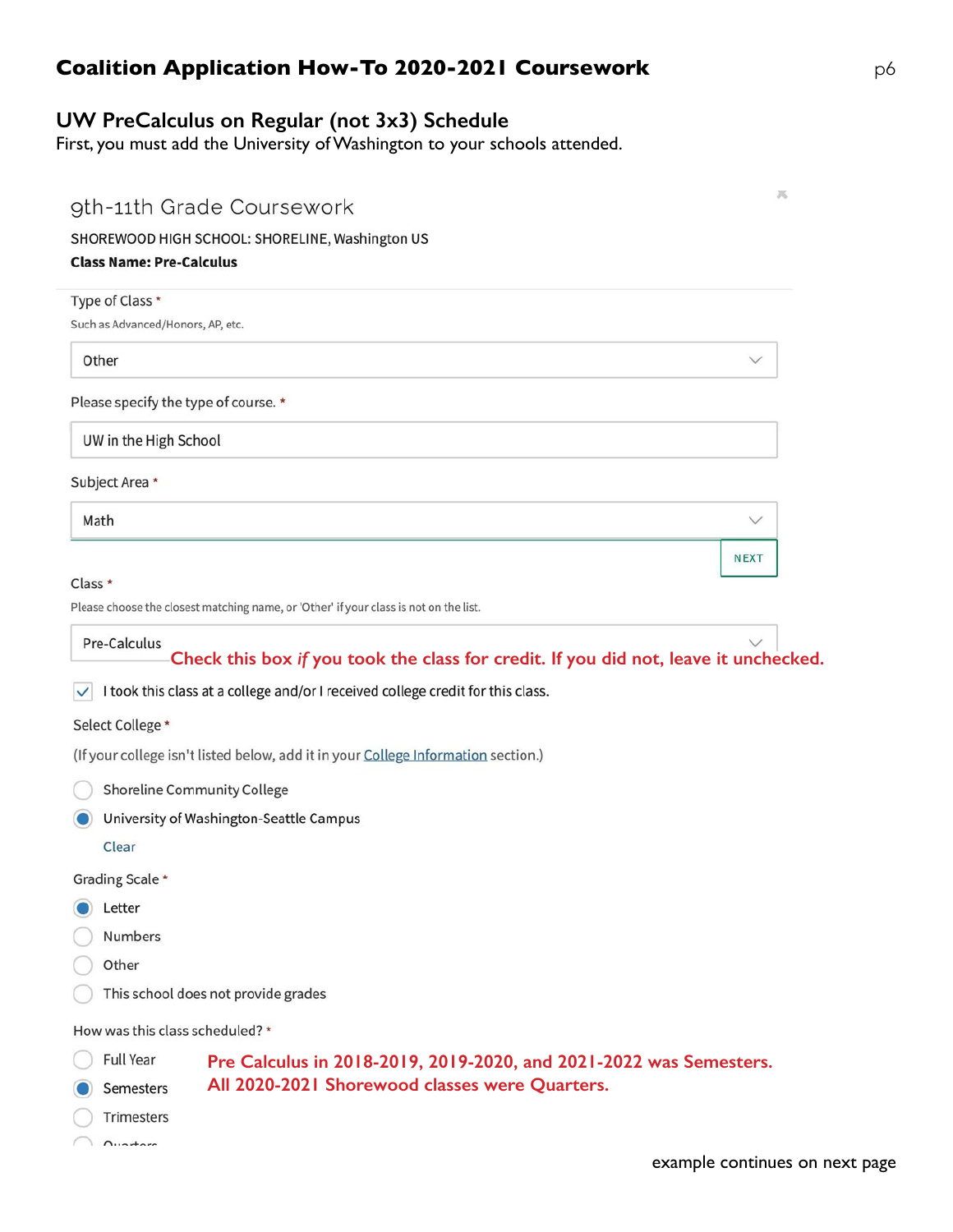## Coalition Application How-To 2020-2021 Coursework

### UW PreCalculus on Regular (not 3x3) Schedule

First, you must add the University of Washington to your schools attended.

9th-11th Grade Coursework

SHOREWOOD HIGH SCHOOL: SHORELINE, Washington US

**Class Name: Pre-Calculus**

Type of Class *

Such as Advanced/Honors, AP, etc.

Other

Please specify the type of course. *

UW in the High School

Subject Area *

Math

NEXT

Class *

Please choose the closest matching name, or 'Other' if your class is not on the list.

Pre-Calculus

**Check this box *if* you took the class for credit. If you did not, leave it unchecked.**

☑ I took this class at a college and/or I received college credit for this class.

Select College *

(If your college isn't listed below, add it in your College Information section.)

○ Shoreline Community College

● University of Washington-Seattle Campus

Clear

Grading Scale *

● Letter

○ Numbers

○ Other

○ This school does not provide grades

How was this class scheduled? *

○ Full Year

● Semesters

○ Trimesters

○ Quarters

**Pre Calculus in 2018-2019, 2019-2020, and 2021-2022 was Semesters. All 2020-2021 Shorewood classes were Quarters.**

example continues on next page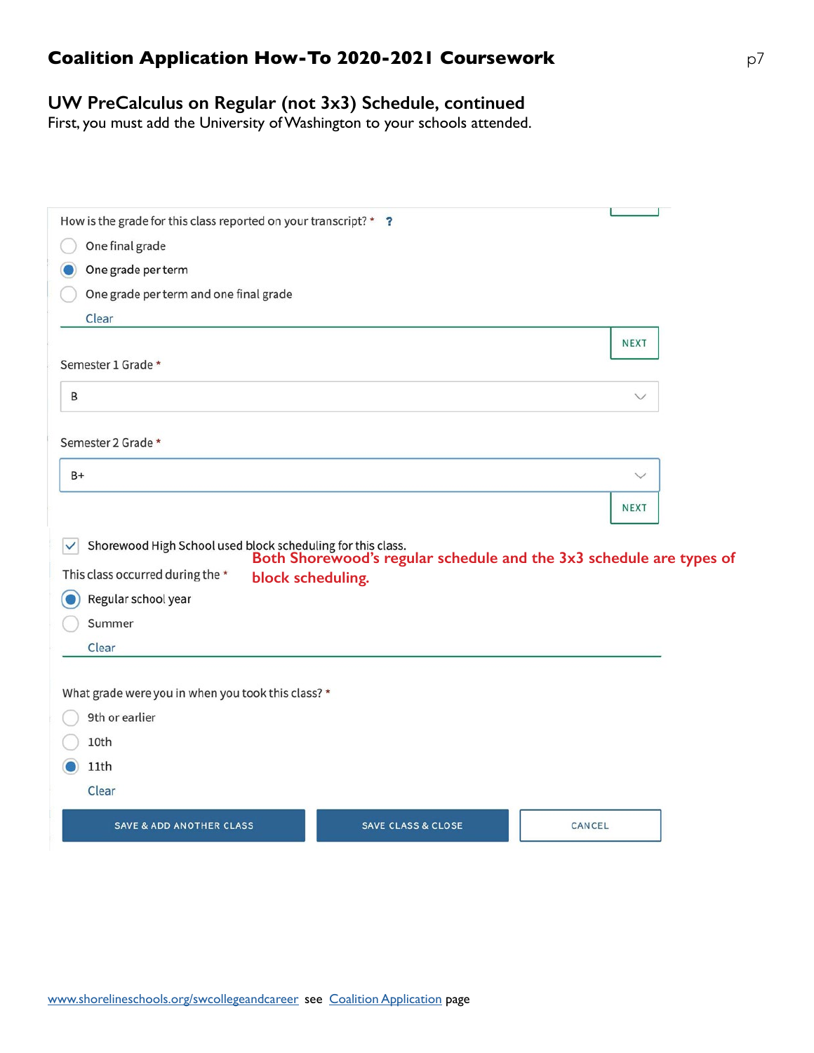## Coalition Application How-To 2020-2021 Coursework

### UW PreCalculus on Regular (not 3x3) Schedule, continued

First, you must add the University of Washington to your schools attended.

How is the grade for this class reported on your transcript? * ?

- ○ One final grade
- ● One grade per term
- ○ One grade per term and one final grade

Clear

NEXT

Semester 1 Grade *

B

Semester 2 Grade *

B+

NEXT

☑ Shorewood High School used block scheduling for this class.

**Both Shorewood's regular schedule and the 3x3 schedule are types of block scheduling.**

This class occurred during the *

- ● Regular school year
- ○ Summer

Clear

What grade were you in when you took this class? *

- ○ 9th or earlier
- ○ 10th
- ● 11th

Clear

SAVE & ADD ANOTHER CLASS | SAVE CLASS & CLOSE | CANCEL

www.shorelineschools.org/swcollegeandcareer see Coalition Application page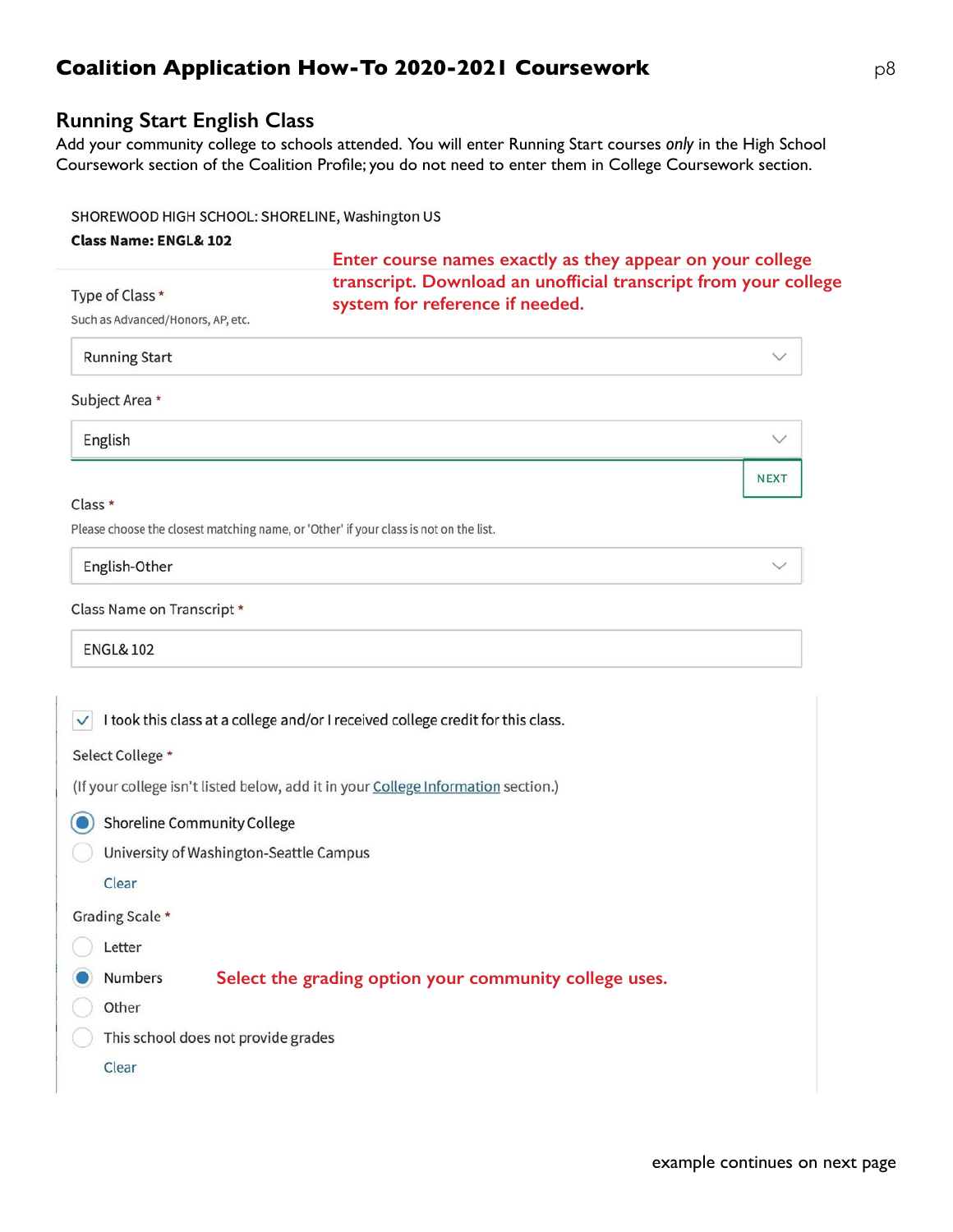# Coalition Application How-To 2020-2021 Coursework

## Running Start English Class

Add your community college to schools attended. You will enter Running Start courses *only* in the High School Coursework section of the Coalition Profile; you do not need to enter them in College Coursework section.

SHOREWOOD HIGH SCHOOL: SHORELINE, Washington US

**Class Name: ENGL& 102**

**Enter course names exactly as they appear on your college transcript. Download an unofficial transcript from your college system for reference if needed.**

Type of Class *

Such as Advanced/Honors, AP, etc.

Running Start

Subject Area *

English

NEXT

Class *

Please choose the closest matching name, or 'Other' if your class is not on the list.

English-Other

Class Name on Transcript *

ENGL& 102

☑ I took this class at a college and/or I received college credit for this class.

Select College *

(If your college isn't listed below, add it in your College Information section.)

- ◉ Shoreline Community College
- ○ University of Washington-Seattle Campus

Clear

Grading Scale *

- ○ Letter
- ◉ Numbers
- ○ Other
- ○ This school does not provide grades

Clear

**Select the grading option your community college uses.**

example continues on next page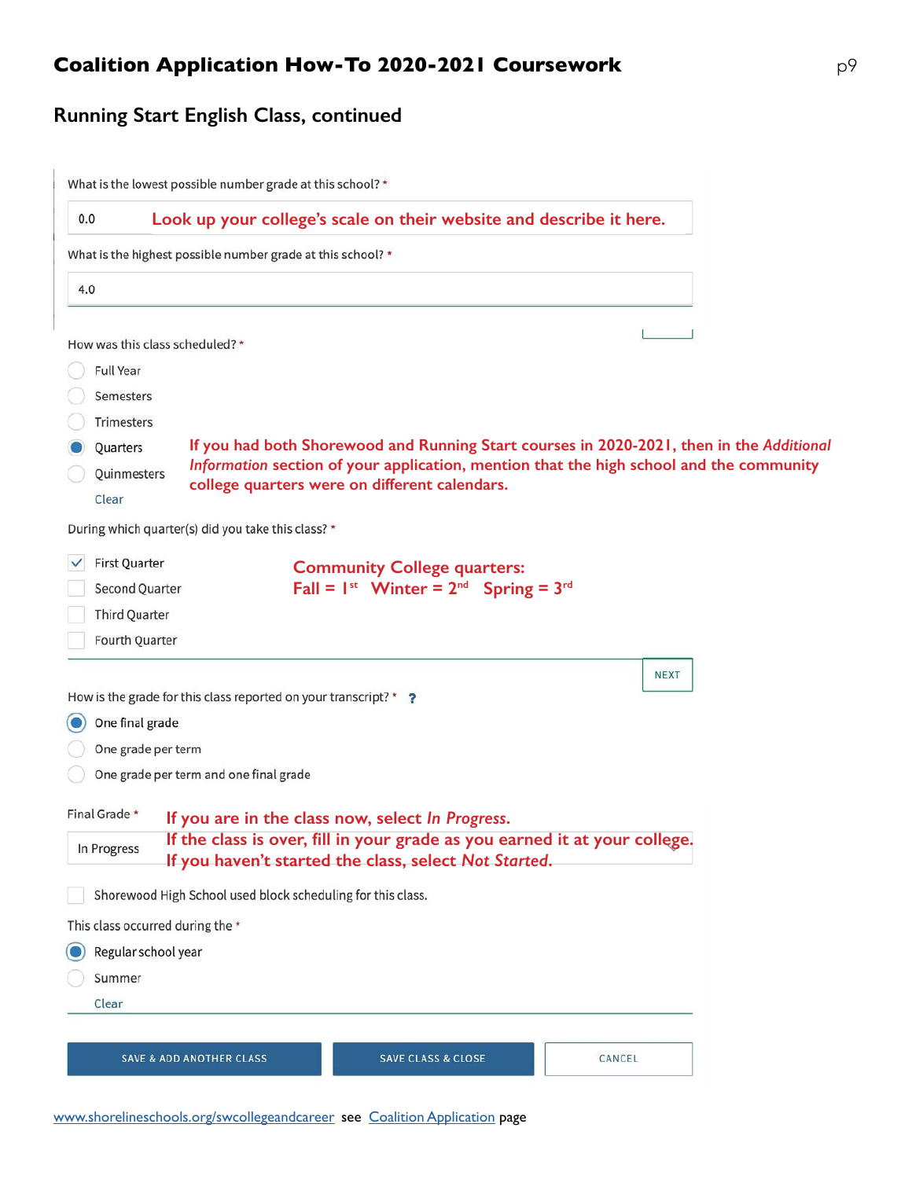# Coalition Application How-To 2020-2021 Coursework

## Running Start English Class, continued

What is the lowest possible number grade at this school? *

0.0 **Look up your college's scale on their website and describe it here.**

What is the highest possible number grade at this school? *

4.0

How was this class scheduled? *

- Full Year
- Semesters
- Trimesters
- (selected) Quarters
- Quinmesters

Clear

**If you had both Shorewood and Running Start courses in 2020-2021, then in the *Additional Information* section of your application, mention that the high school and the community college quarters were on different calendars.**

During which quarter(s) did you take this class? *

- [x] First Quarter
- [ ] Second Quarter
- [ ] Third Quarter
- [ ] Fourth Quarter

**Community College quarters:**
**Fall = 1st Winter = 2nd Spring = 3rd**

NEXT

How is the grade for this class reported on your transcript? * ?

- (selected) One final grade
- One grade per term
- One grade per term and one final grade

Final Grade *

In Progress

**If you are in the class now, select *In Progress*.**
**If the class is over, fill in your grade as you earned it at your college.**
**If you haven't started the class, select *Not Started*.**

- [ ] Shorewood High School used block scheduling for this class.

This class occurred during the *

- (selected) Regular school year
- Summer

Clear

SAVE & ADD ANOTHER CLASS | SAVE CLASS & CLOSE | CANCEL

www.shorelineschools.org/swcollegeandcareer see Coalition Application page